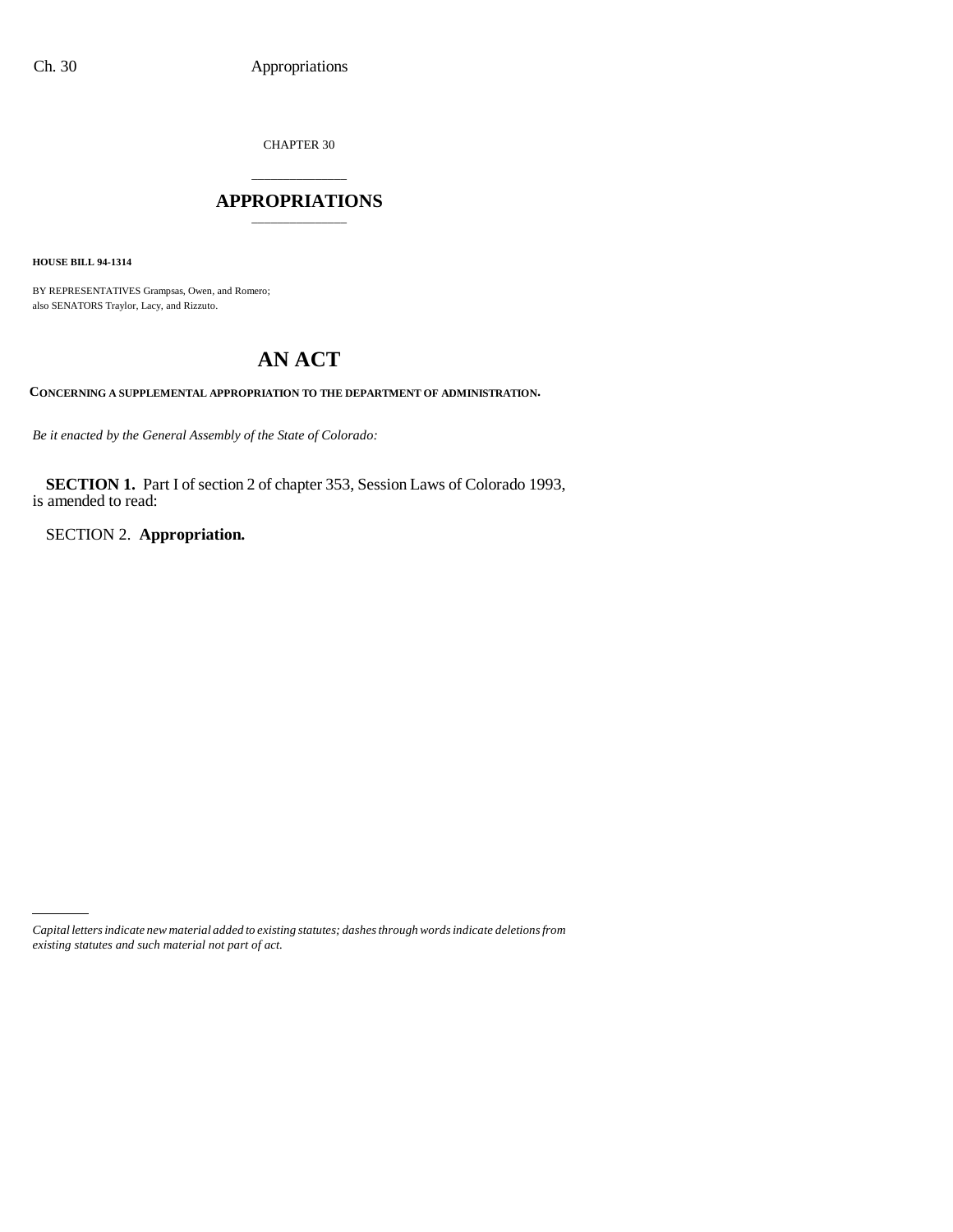CHAPTER 30

# APPROPRIATIONS

**HOUSE BILL 94-1314**

BY REPRESENTATIVES Grampsas, Owen, and Romero;
also SENATORS Traylor, Lacy, and Rizzuto.

## AN ACT

**CONCERNING A SUPPLEMENTAL APPROPRIATION TO THE DEPARTMENT OF ADMINISTRATION.**

*Be it enacted by the General Assembly of the State of Colorado:*

**SECTION 1.** Part I of section 2 of chapter 353, Session Laws of Colorado 1993, is amended to read:

SECTION 2. **Appropriation.**

*Capital letters indicate new material added to existing statutes; dashes through words indicate deletions from existing statutes and such material not part of act.*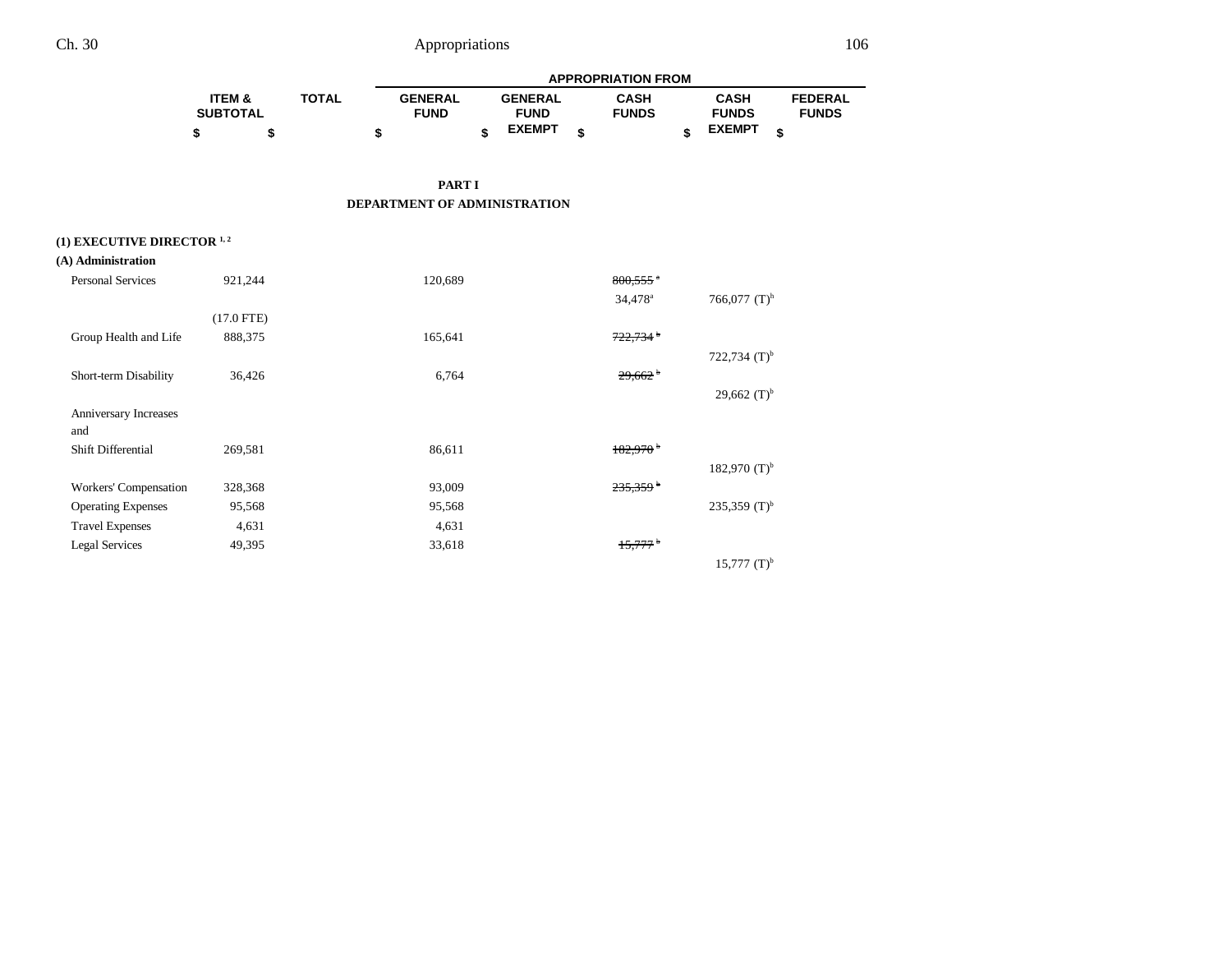| | ITEM & SUBTOTAL | TOTAL | APPROPRIATION FROM | | | | |
|---|---|---|---|---|---|---|---|
| | | | GENERAL FUND | GENERAL FUND EXEMPT | CASH FUNDS | CASH FUNDS EXEMPT | FEDERAL FUNDS |
| | $ | $ | $ | $ | $ | $ | $ |

## PART I
## DEPARTMENT OF ADMINISTRATION

**(1) EXECUTIVE DIRECTOR** [1, 2]

**(A) Administration**

| | ITEM & SUBTOTAL | TOTAL | GENERAL FUND | GENERAL FUND EXEMPT | CASH FUNDS | CASH FUNDS EXEMPT | FEDERAL FUNDS |
|---|---|---|---|---|---|---|---|
| Personal Services | 921,244 | | 120,689 | | ~~800,555~~ [a] | | |
| | | | | | 34,478[a] | 766,077 (T)[b] | |
| | (17.0 FTE) | | | | | | |
| Group Health and Life | 888,375 | | 165,641 | | ~~722,734~~ [b] | | |
| | | | | | | 722,734 (T)[b] | |
| Short-term Disability | 36,426 | | 6,764 | | ~~29,662~~ [b] | | |
| | | | | | | 29,662 (T)[b] | |
| Anniversary Increases and Shift Differential | 269,581 | | 86,611 | | ~~182,970~~ [b] | | |
| | | | | | | 182,970 (T)[b] | |
| Workers' Compensation | 328,368 | | 93,009 | | ~~235,359~~ [b] | | |
| Operating Expenses | 95,568 | | 95,568 | | | 235,359 (T)[b] | |
| Travel Expenses | 4,631 | | 4,631 | | | | |
| Legal Services | 49,395 | | 33,618 | | ~~15,777~~ [b] | | |
| | | | | | | 15,777 (T)[b] | |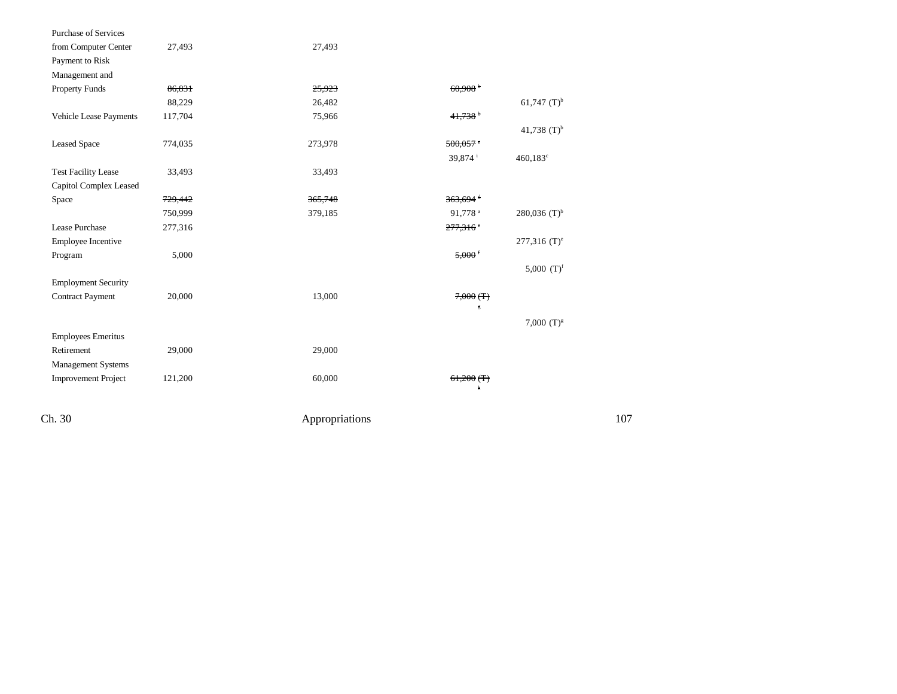| | | | | |
|---|---|---|---|---|
| Purchase of Services from Computer Center | 27,493 | 27,493 | | |
| Payment to Risk Management and Property Funds | ~~86,831~~ | ~~25,923~~ | ~~60,908~~ [b] | |
| | 88,229 | 26,482 | | 61,747 (T)[b] |
| Vehicle Lease Payments | 117,704 | 75,966 | ~~41,738~~ [b] | |
| | | | | 41,738 (T)[b] |
| Leased Space | 774,035 | 273,978 | ~~500,057~~ [c] | |
| | | | 39,874 [i] | 460,183[c] |
| Test Facility Lease | 33,493 | 33,493 | | |
| Capitol Complex Leased Space | ~~729,442~~ | ~~365,748~~ | ~~363,694~~ [d] | |
| | 750,999 | 379,185 | 91,778 [a] | 280,036 (T)[b] |
| Lease Purchase | 277,316 | | ~~277,316~~ [e] | |
| | | | | 277,316 (T)[e] |
| Employee Incentive Program | 5,000 | | ~~5,000~~ [f] | |
| | | | | 5,000 (T)[f] |
| Employment Security Contract Payment | 20,000 | 13,000 | ~~7,000 (T)~~ [g] | |
| | | | | 7,000 (T)[g] |
| Employees Emeritus Retirement | 29,000 | 29,000 | | |
| Management Systems Improvement Project | 121,200 | 60,000 | ~~61,200 (T)~~ [h] | |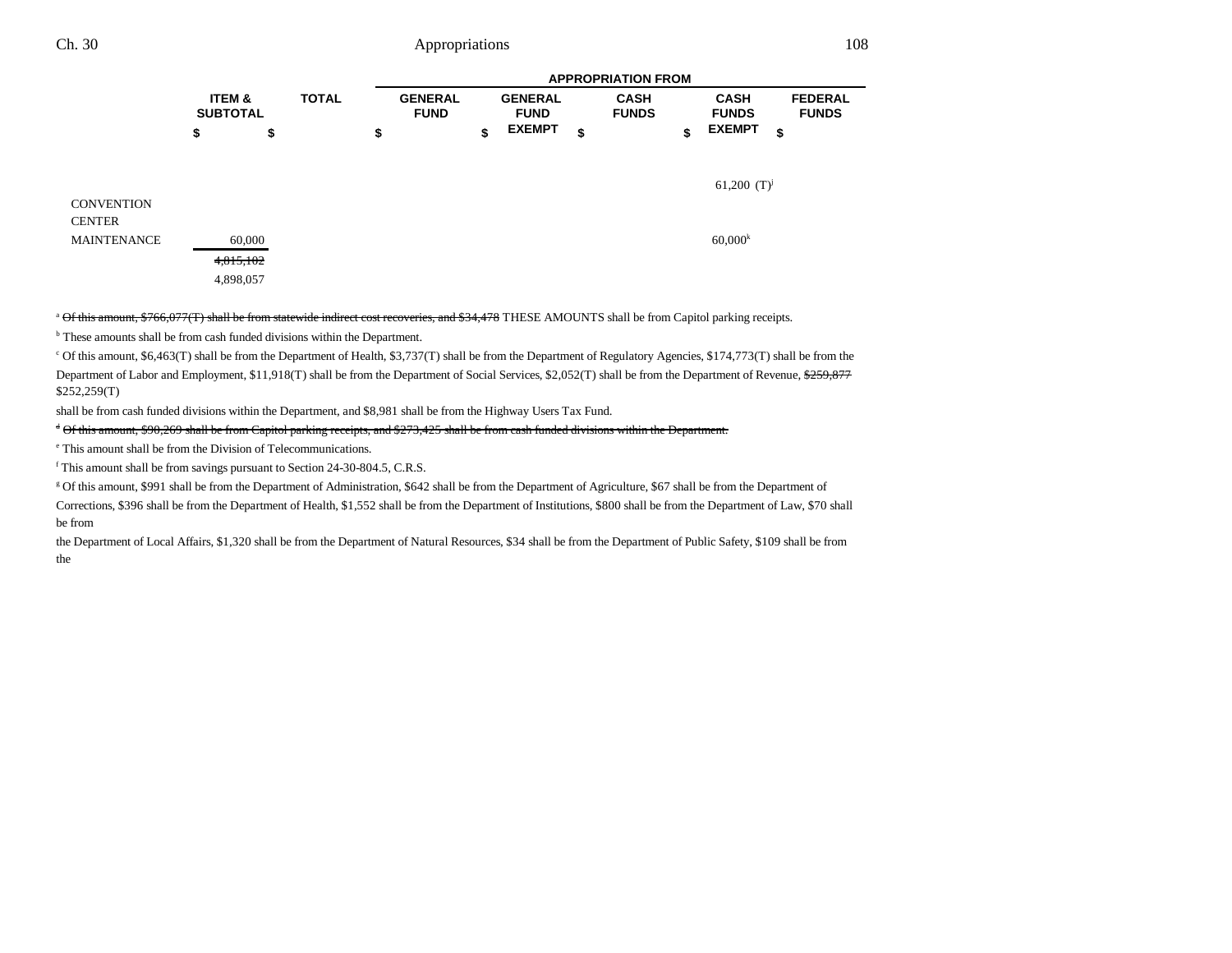| | ITEM & SUBTOTAL | TOTAL | GENERAL FUND | GENERAL FUND EXEMPT | CASH FUNDS | CASH FUNDS EXEMPT | FEDERAL FUNDS |
|---|---|---|---|---|---|---|---|
| | | | APPROPRIATION FROM | | | | |
| | $ | $ | $ | $ | $ | $ | $ |
| | | | | | | 61,200 (T)[j] | |
| CONVENTION CENTER MAINTENANCE | 60,000 | | | | | 60,000[k] | |
| | ~~4,815,102~~ | | | | | | |
| | 4,898,057 | | | | | | |

[a] ~~Of this amount, $766,077(T) shall be from statewide indirect cost recoveries, and $34,478~~ THESE AMOUNTS shall be from Capitol parking receipts.

[b] These amounts shall be from cash funded divisions within the Department.

[c] Of this amount, $6,463(T) shall be from the Department of Health, $3,737(T) shall be from the Department of Regulatory Agencies, $174,773(T) shall be from the Department of Labor and Employment, $11,918(T) shall be from the Department of Social Services, $2,052(T) shall be from the Department of Revenue, ~~$259,877~~ $252,259(T) shall be from cash funded divisions within the Department, and $8,981 shall be from the Highway Users Tax Fund.

~~[d] Of this amount, $90,269 shall be from Capitol parking receipts, and $273,425 shall be from cash funded divisions within the Department.~~

[e] This amount shall be from the Division of Telecommunications.

[f] This amount shall be from savings pursuant to Section 24-30-804.5, C.R.S.

[g] Of this amount, $991 shall be from the Department of Administration, $642 shall be from the Department of Agriculture, $67 shall be from the Department of Corrections, $396 shall be from the Department of Health, $1,552 shall be from the Department of Institutions, $800 shall be from the Department of Law, $70 shall be from the Department of Local Affairs, $1,320 shall be from the Department of Natural Resources, $34 shall be from the Department of Public Safety, $109 shall be from the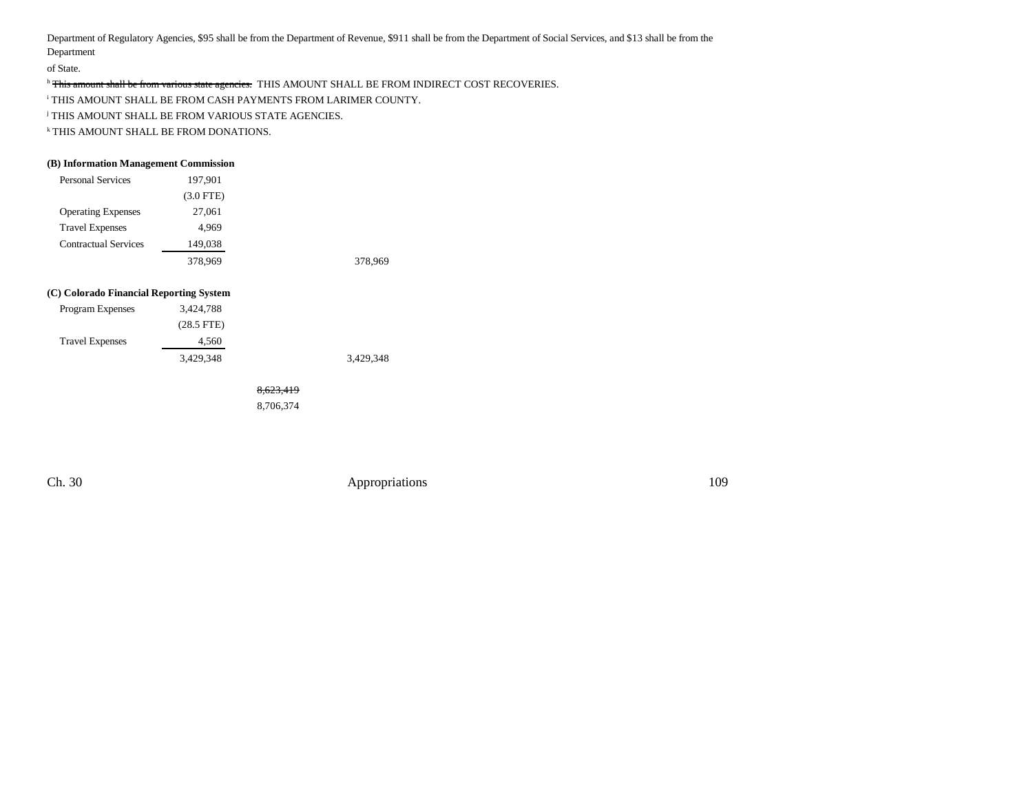Department of Regulatory Agencies, $95 shall be from the Department of Revenue, $911 shall be from the Department of Social Services, and $13 shall be from the Department of State.

[h] ~~This amount shall be from various state agencies.~~ THIS AMOUNT SHALL BE FROM INDIRECT COST RECOVERIES.

[i] THIS AMOUNT SHALL BE FROM CASH PAYMENTS FROM LARIMER COUNTY.

[j] THIS AMOUNT SHALL BE FROM VARIOUS STATE AGENCIES.

[k] THIS AMOUNT SHALL BE FROM DONATIONS.

**(B) Information Management Commission**

| | | | |
|---|---|---|---|
| Personal Services | 197,901 | | |
| | (3.0 FTE) | | |
| Operating Expenses | 27,061 | | |
| Travel Expenses | 4,969 | | |
| Contractual Services | 149,038 | | |
| | 378,969 | | 378,969 |

**(C) Colorado Financial Reporting System**

| | | | |
|---|---|---|---|
| Program Expenses | 3,424,788 | | |
| | (28.5 FTE) | | |
| Travel Expenses | 4,560 | | |
| | 3,429,348 | | 3,429,348 |
| | | ~~8,623,419~~ | |
| | | 8,706,374 | |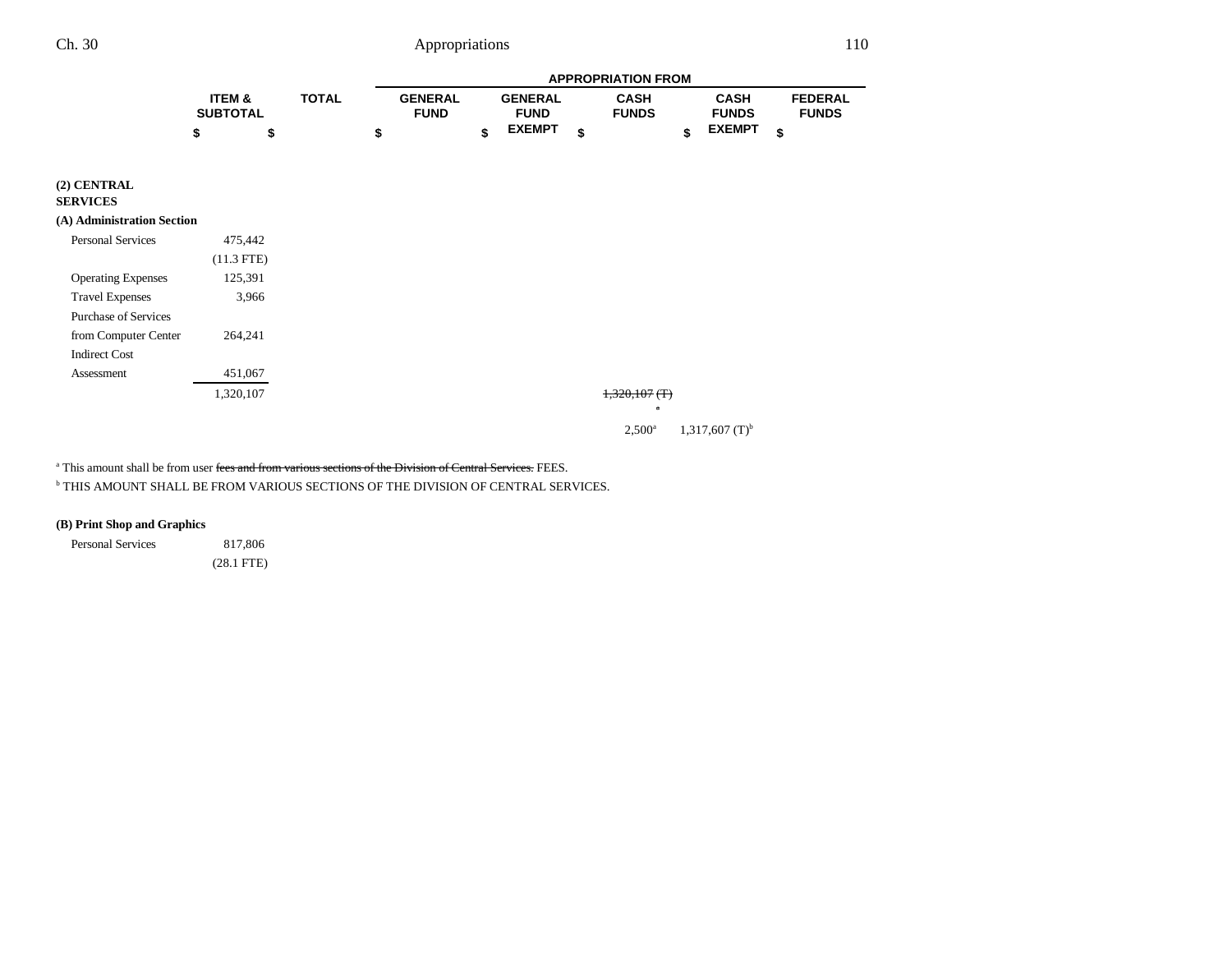| | ITEM & SUBTOTAL | TOTAL | APPROPRIATION FROM GENERAL FUND | GENERAL FUND EXEMPT | CASH FUNDS | CASH FUNDS EXEMPT | FEDERAL FUNDS |
|---|---|---|---|---|---|---|---|
| | $ | $ | $ | $ | $ | $ | $ |
| **(2) CENTRAL SERVICES** | | | | | | | |
| **(A) Administration Section** | | | | | | | |
| Personal Services | 475,442 | | | | | | |
| | (11.3 FTE) | | | | | | |
| Operating Expenses | 125,391 | | | | | | |
| Travel Expenses | 3,966 | | | | | | |
| Purchase of Services from Computer Center | 264,241 | | | | | | |
| Indirect Cost Assessment | 451,067 | | | | | | |
| | 1,320,107 | | | | ~~1,320,107 (T)~~ ~~a~~ | | |
| | | | | | 2,500[a] | 1,317,607 (T)[b] | |

[a] This amount shall be from user ~~fees and from various sections of the Division of Central Services.~~ FEES.

[b] THIS AMOUNT SHALL BE FROM VARIOUS SECTIONS OF THE DIVISION OF CENTRAL SERVICES.

**(B) Print Shop and Graphics**

| | ITEM & SUBTOTAL | TOTAL | GENERAL FUND | GENERAL FUND EXEMPT | CASH FUNDS | CASH FUNDS EXEMPT | FEDERAL FUNDS |
|---|---|---|---|---|---|---|---|
| Personal Services | 817,806 | | | | | | |
| | (28.1 FTE) | | | | | | |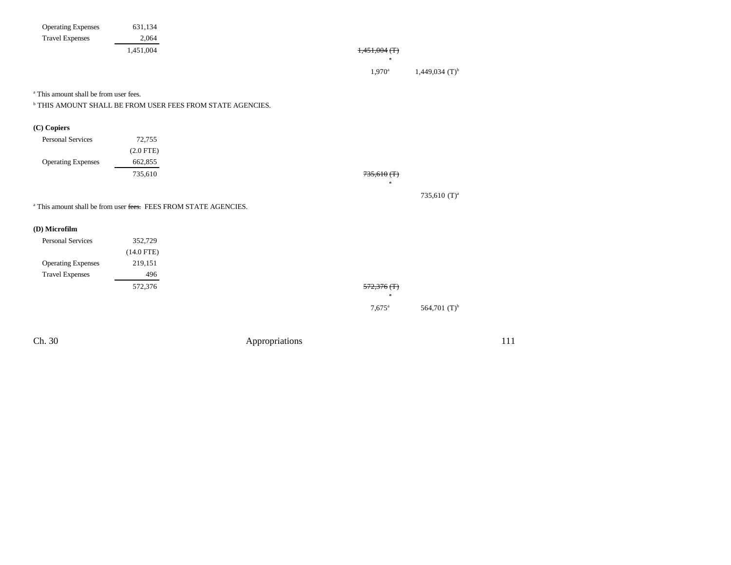| | | | |
|---|---|---|---|
| Operating Expenses | 631,134 | | |
| Travel Expenses | 2,064 | | |
| | 1,451,004 | ~~1,451,004 (T)~~ ~~a~~ | |
| | | 1,970[a] | 1,449,034 (T)[b] |

[a] This amount shall be from user fees.

[b] THIS AMOUNT SHALL BE FROM USER FEES FROM STATE AGENCIES.

**(C) Copiers**

| | | | |
|---|---|---|---|
| Personal Services | 72,755 | | |
| | (2.0 FTE) | | |
| Operating Expenses | 662,855 | | |
| | 735,610 | ~~735,610 (T)~~ ~~a~~ | |
| | | | 735,610 (T)[a] |

[a] This amount shall be from user ~~fees.~~ FEES FROM STATE AGENCIES.

**(D) Microfilm**

| | | | |
|---|---|---|---|
| Personal Services | 352,729 | | |
| | (14.0 FTE) | | |
| Operating Expenses | 219,151 | | |
| Travel Expenses | 496 | | |
| | 572,376 | ~~572,376 (T)~~ ~~a~~ | |
| | | 7,675[a] | 564,701 (T)[b] |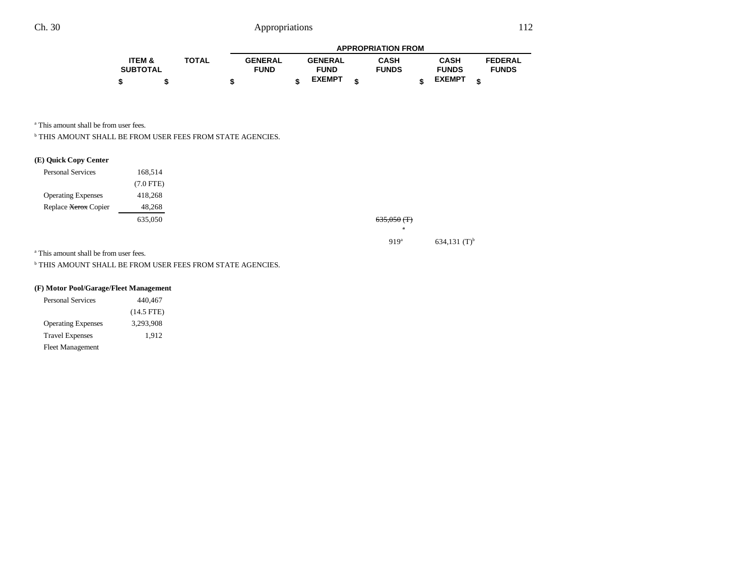| | ITEM & SUBTOTAL | TOTAL | GENERAL FUND | GENERAL FUND EXEMPT | CASH FUNDS | CASH FUNDS EXEMPT | FEDERAL FUNDS |
|---|---|---|---|---|---|---|---|
| | $ | $ | $ | $ | $ | $ | $ |

[a] This amount shall be from user fees.

[b] THIS AMOUNT SHALL BE FROM USER FEES FROM STATE AGENCIES.

**(E) Quick Copy Center**

| | ITEM & SUBTOTAL | TOTAL | GENERAL FUND | GENERAL FUND EXEMPT | CASH FUNDS | CASH FUNDS EXEMPT | FEDERAL FUNDS |
|---|---|---|---|---|---|---|---|
| Personal Services | 168,514 | | | | | | |
| | (7.0 FTE) | | | | | | |
| Operating Expenses | 418,268 | | | | | | |
| Replace ~~Xerox~~ Copier | 48,268 | | | | | | |
| | 635,050 | | | | ~~635,050 (T)~~ ~~[a]~~ | | |
| | | | | | 919[a] | 634,131 (T)[b] | |

[a] This amount shall be from user fees.

[b] THIS AMOUNT SHALL BE FROM USER FEES FROM STATE AGENCIES.

**(F) Motor Pool/Garage/Fleet Management**

| | ITEM & SUBTOTAL | TOTAL | GENERAL FUND | GENERAL FUND EXEMPT | CASH FUNDS | CASH FUNDS EXEMPT | FEDERAL FUNDS |
|---|---|---|---|---|---|---|---|
| Personal Services | 440,467 | | | | | | |
| | (14.5 FTE) | | | | | | |
| Operating Expenses | 3,293,908 | | | | | | |
| Travel Expenses | 1,912 | | | | | | |
| Fleet Management | | | | | | | |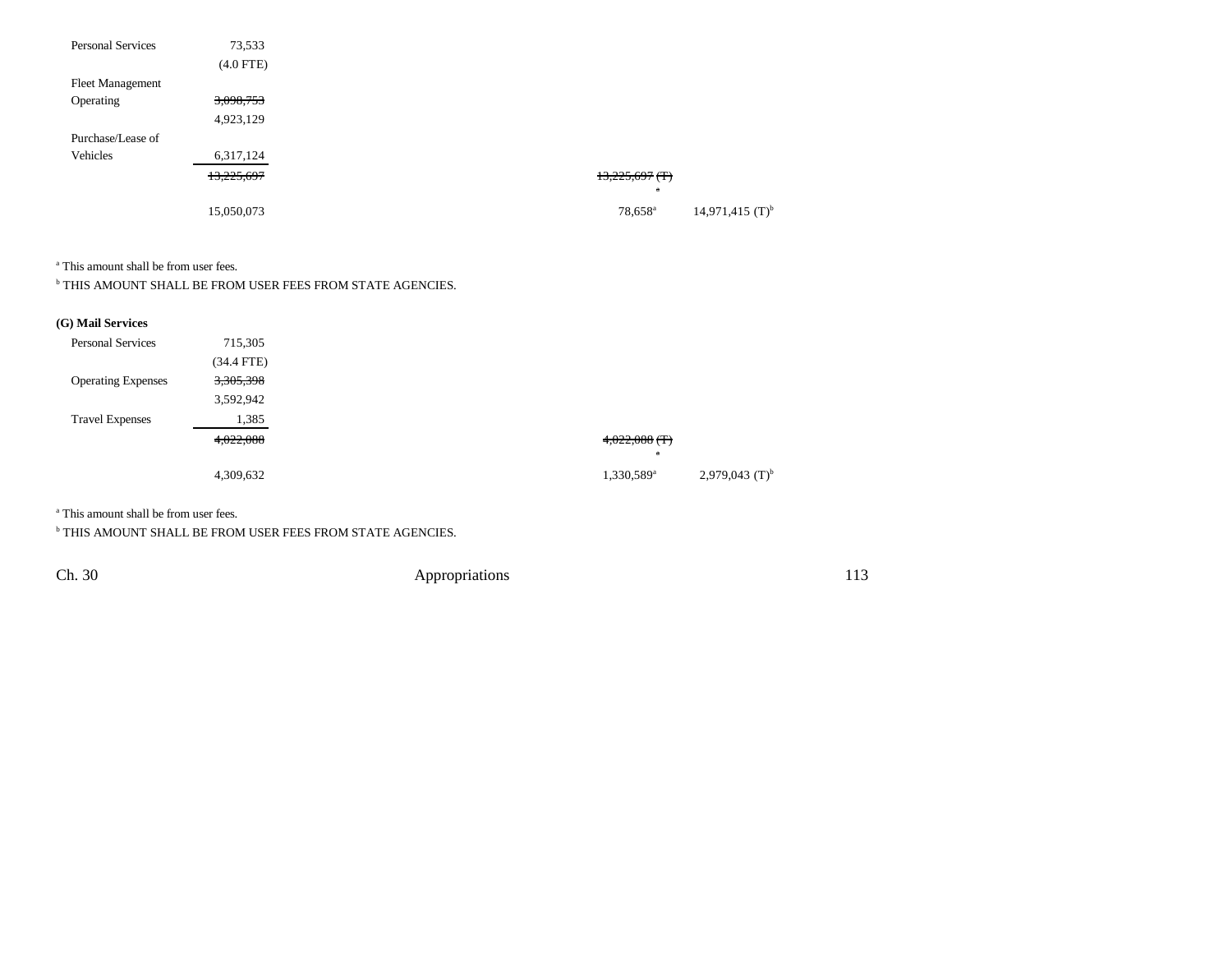| | | | | | | |
|---|---|---|---|---|---|---|
| Personal Services | 73,533 | | | | | |
| | (4.0 FTE) | | | | | |
| Fleet Management | | | | | | |
| Operating | ~~3,098,753~~ | | | | | |
| | 4,923,129 | | | | | |
| Purchase/Lease of | | | | | | |
| Vehicles | 6,317,124 | | | | | |
| | ~~13,225,697~~ | | | ~~13,225,697 (T)~~ | | |
| | | | | ~~a~~ | | |
| | 15,050,073 | | | 78,658[a] | 14,971,415 (T)[b] | |

[a] This amount shall be from user fees.

[b] THIS AMOUNT SHALL BE FROM USER FEES FROM STATE AGENCIES.

**(G) Mail Services**

| | | | | | | |
|---|---|---|---|---|---|---|
| Personal Services | 715,305 | | | | | |
| | (34.4 FTE) | | | | | |
| Operating Expenses | ~~3,305,398~~ | | | | | |
| | 3,592,942 | | | | | |
| Travel Expenses | 1,385 | | | | | |
| | ~~4,022,088~~ | | | ~~4,022,088 (T)~~ | | |
| | | | | ~~a~~ | | |
| | 4,309,632 | | | 1,330,589[a] | 2,979,043 (T)[b] | |

[a] This amount shall be from user fees.

[b] THIS AMOUNT SHALL BE FROM USER FEES FROM STATE AGENCIES.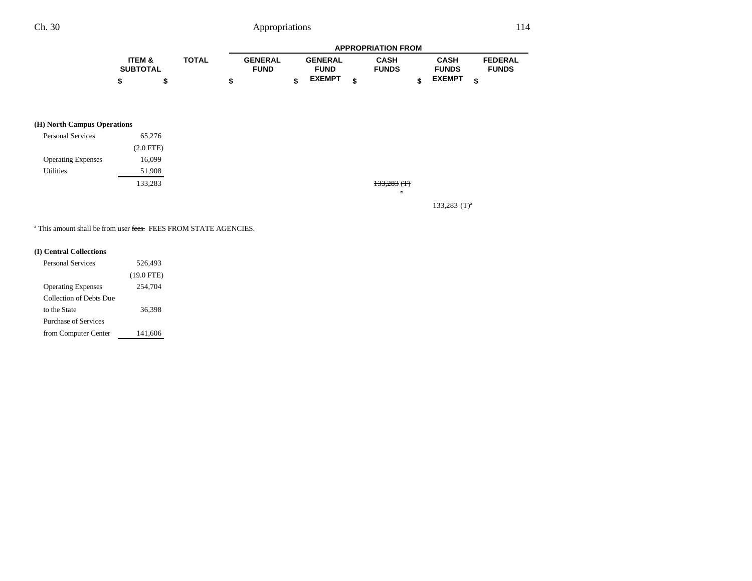| | ITEM & SUBTOTAL | TOTAL | APPROPRIATION FROM GENERAL FUND | GENERAL FUND EXEMPT | CASH FUNDS | CASH FUNDS EXEMPT | FEDERAL FUNDS |
|---|---|---|---|---|---|---|---|
| | $ | $ | $ | $ | $ | $ | $ |
| **(H) North Campus Operations** | | | | | | | |
| Personal Services | 65,276 | | | | | | |
| | (2.0 FTE) | | | | | | |
| Operating Expenses | 16,099 | | | | | | |
| Utilities | 51,908 | | | | | | |
| | 133,283 | | | | ~~133,283 (T)~~ ~~a~~ | | |
| | | | | | | 133,283 (T)[a] | |

[a] This amount shall be from user ~~fees.~~ FEES FROM STATE AGENCIES.

| | ITEM & SUBTOTAL | TOTAL | GENERAL FUND | GENERAL FUND EXEMPT | CASH FUNDS | CASH FUNDS EXEMPT | FEDERAL FUNDS |
|---|---|---|---|---|---|---|---|
| **(I) Central Collections** | | | | | | | |
| Personal Services | 526,493 | | | | | | |
| | (19.0 FTE) | | | | | | |
| Operating Expenses | 254,704 | | | | | | |
| Collection of Debts Due to the State | 36,398 | | | | | | |
| Purchase of Services from Computer Center | 141,606 | | | | | | |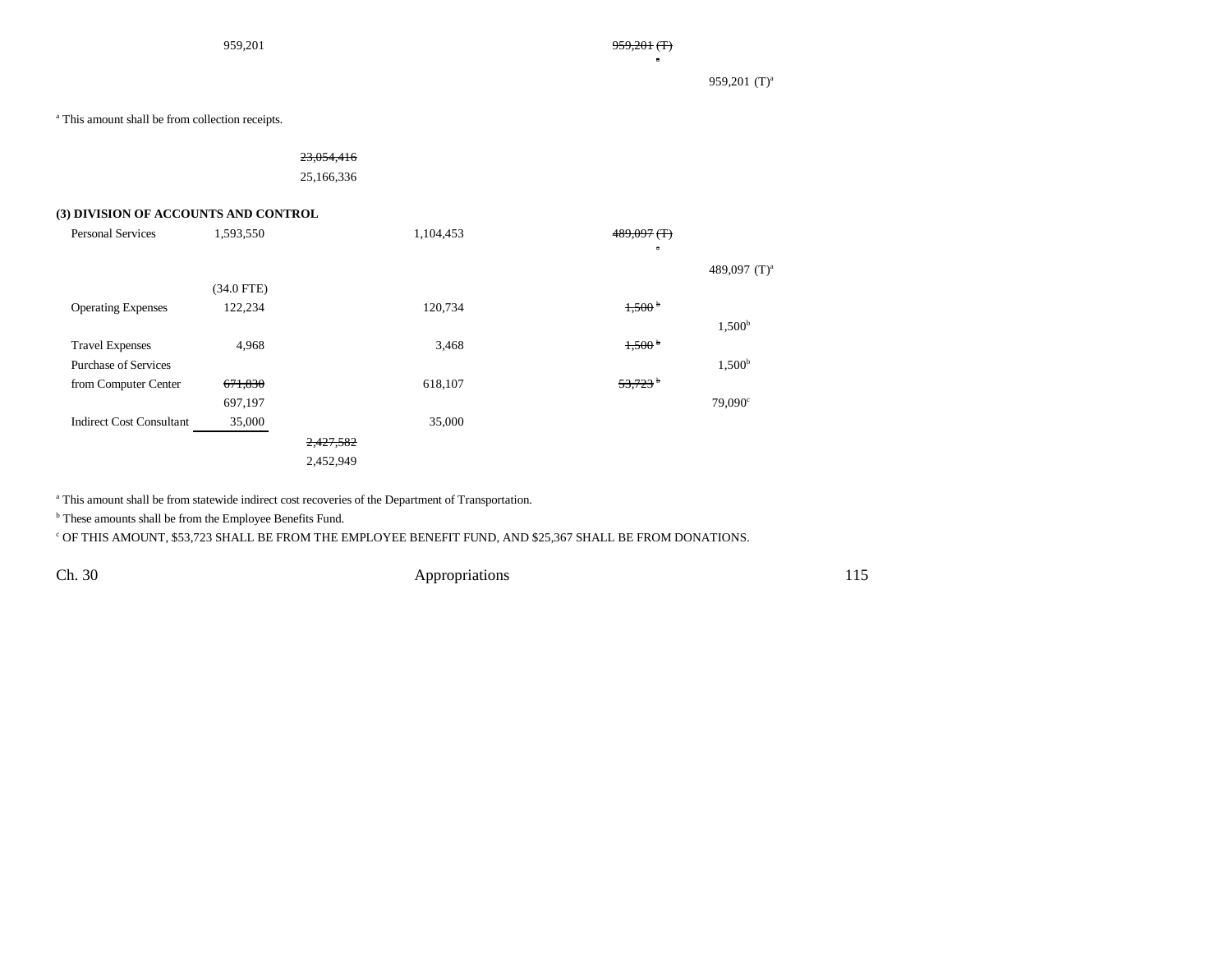| | | | | |
|---|---|---|---|---|
| | 959,201 | | | ~~959,201 (T)~~ [a] |
| | | | | 959,201 (T)[a] |

[a] This amount shall be from collection receipts.

| | |
|---|---|
| | ~~23,054,416~~ |
| | 25,166,336 |

**(3) DIVISION OF ACCOUNTS AND CONTROL**

| | | | | | |
|---|---|---|---|---|---|
| Personal Services | 1,593,550 | | 1,104,453 | ~~489,097 (T)~~ [a] | |
| | | | | | 489,097 (T)[a] |
| | (34.0 FTE) | | | | |
| Operating Expenses | 122,234 | | 120,734 | ~~1,500~~ [b] | |
| | | | | | 1,500[b] |
| Travel Expenses | 4,968 | | 3,468 | ~~1,500~~ [b] | |
| Purchase of Services | | | | | 1,500[b] |
| from Computer Center | ~~671,830~~ | | 618,107 | ~~53,723~~ [b] | |
| | 697,197 | | | | 79,090[c] |
| Indirect Cost Consultant | 35,000 | | 35,000 | | |
| | | ~~2,427,582~~ | | | |
| | | 2,452,949 | | | |

[a] This amount shall be from statewide indirect cost recoveries of the Department of Transportation.

[b] These amounts shall be from the Employee Benefits Fund.

[c] OF THIS AMOUNT, $53,723 SHALL BE FROM THE EMPLOYEE BENEFIT FUND, AND $25,367 SHALL BE FROM DONATIONS.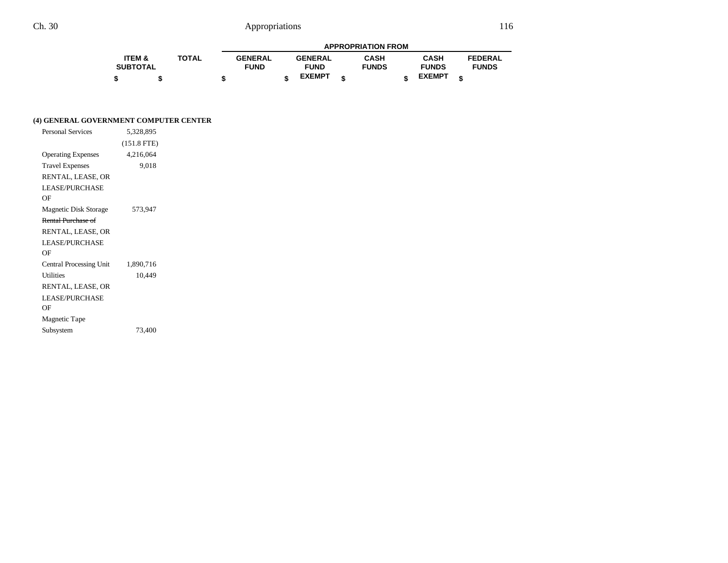| | ITEM & SUBTOTAL | TOTAL | APPROPRIATION FROM GENERAL FUND | GENERAL FUND EXEMPT | CASH FUNDS | CASH FUNDS EXEMPT | FEDERAL FUNDS |
|---|---|---|---|---|---|---|---|
| | $ | $ | $ | $ | $ | $ | $ |
| **(4) GENERAL GOVERNMENT COMPUTER CENTER** | | | | | | | |
| Personal Services | 5,328,895 | | | | | | |
| | (151.8 FTE) | | | | | | |
| Operating Expenses | 4,216,064 | | | | | | |
| Travel Expenses | 9,018 | | | | | | |
| RENTAL, LEASE, OR LEASE/PURCHASE OF Magnetic Disk Storage | 573,947 | | | | | | |
| ~~Rental Purchase of~~ RENTAL, LEASE, OR LEASE/PURCHASE OF Central Processing Unit | 1,890,716 | | | | | | |
| Utilities | 10,449 | | | | | | |
| RENTAL, LEASE, OR LEASE/PURCHASE OF Magnetic Tape Subsystem | 73,400 | | | | | | |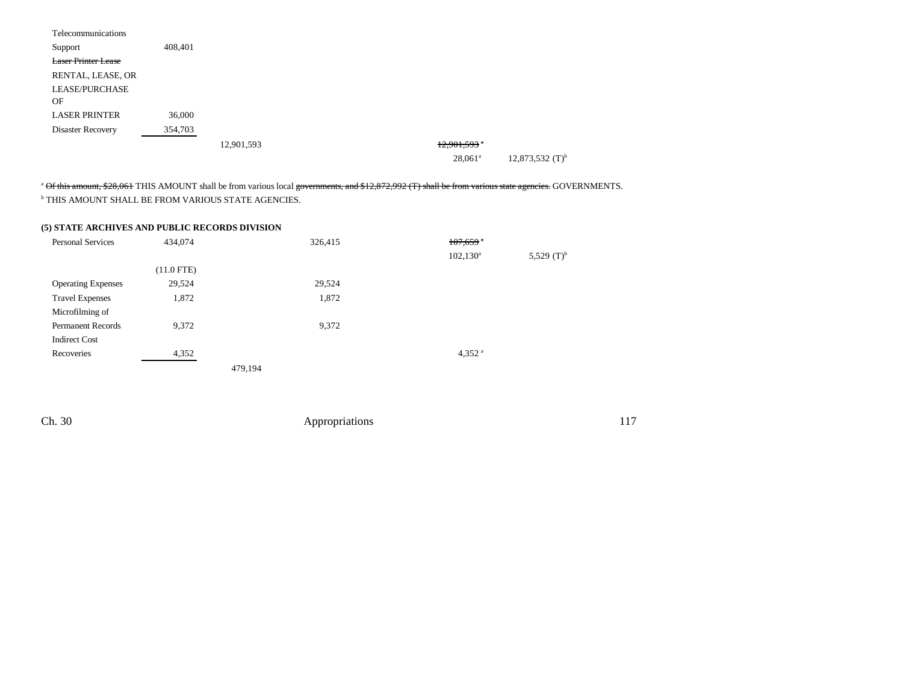| | | | | | |
|---|---|---|---|---|---|
| Telecommunications Support | 408,401 | | | | |
| ~~Laser Printer Lease~~ RENTAL, LEASE, OR LEASE/PURCHASE OF LASER PRINTER | 36,000 | | | | |
| Disaster Recovery | 354,703 | | | | |
| | | 12,901,593 | | ~~12,901,593~~ [a] | |
| | | | | 28,061[a] | 12,873,532 (T)[b] |

[a] ~~Of this amount, $28,061~~ THIS AMOUNT shall be from various local ~~governments, and $12,872,992 (T) shall be from various state agencies.~~ GOVERNMENTS.

[b] THIS AMOUNT SHALL BE FROM VARIOUS STATE AGENCIES.

**(5) STATE ARCHIVES AND PUBLIC RECORDS DIVISION**

| | | | | | |
|---|---|---|---|---|---|
| Personal Services | 434,074 | | 326,415 | ~~107,659~~ [a] | |
| | | | | 102,130[a] | 5,529 (T)[b] |
| | (11.0 FTE) | | | | |
| Operating Expenses | 29,524 | | 29,524 | | |
| Travel Expenses | 1,872 | | 1,872 | | |
| Microfilming of Permanent Records | 9,372 | | 9,372 | | |
| Indirect Cost Recoveries | 4,352 | | | 4,352 [a] | |
| | | 479,194 | | | |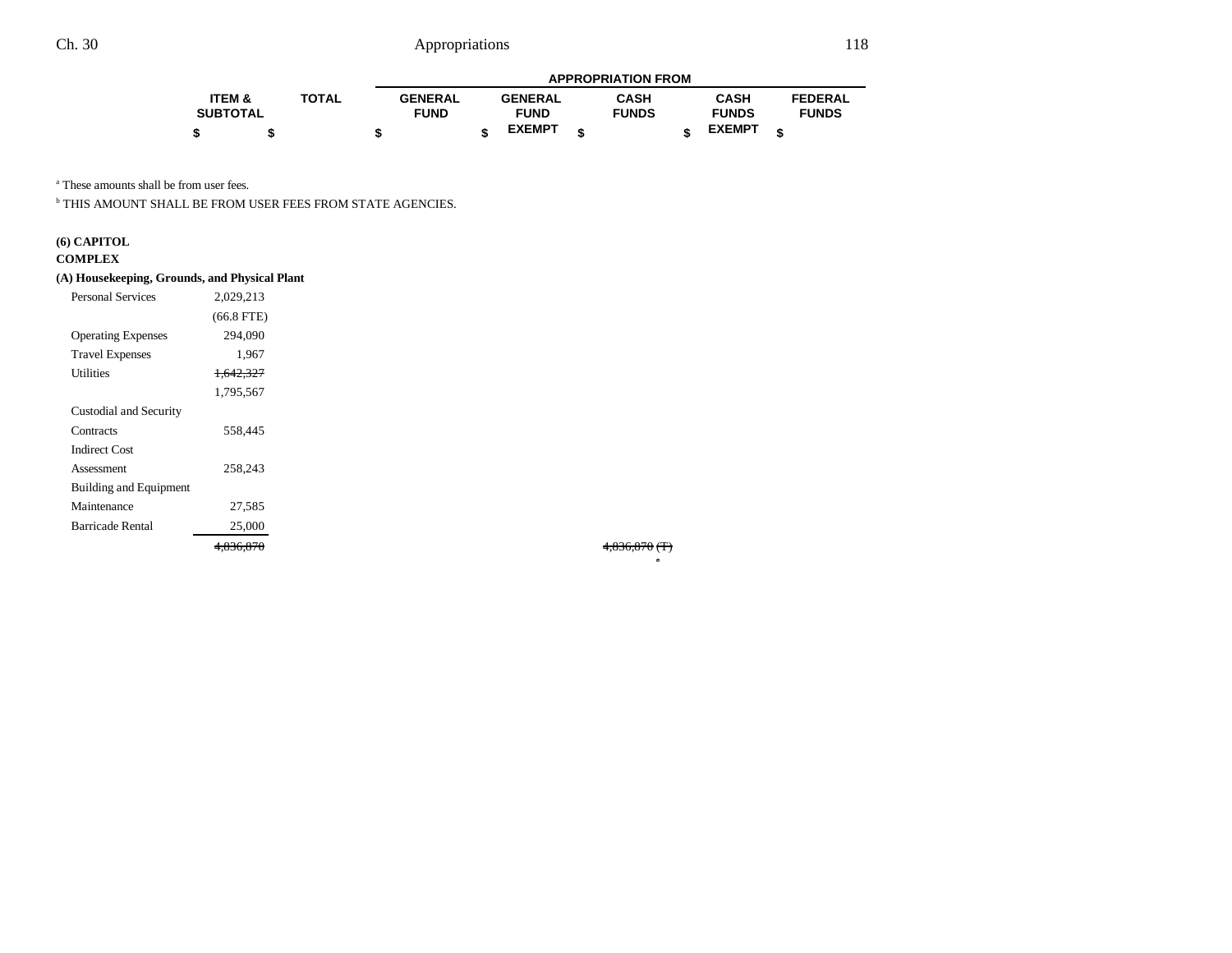| | ITEM & SUBTOTAL | TOTAL | GENERAL FUND | GENERAL FUND EXEMPT | CASH FUNDS | CASH FUNDS EXEMPT | FEDERAL FUNDS |
|---|---|---|---|---|---|---|---|
| | $ | $ | $ | $ | $ | $ | $ |

[a] These amounts shall be from user fees.

[b] THIS AMOUNT SHALL BE FROM USER FEES FROM STATE AGENCIES.

**(6) CAPITOL COMPLEX**

**(A) Housekeeping, Grounds, and Physical Plant**

| | ITEM & SUBTOTAL | TOTAL | GENERAL FUND | GENERAL FUND EXEMPT | CASH FUNDS | CASH FUNDS EXEMPT | FEDERAL FUNDS |
|---|---|---|---|---|---|---|---|
| Personal Services | 2,029,213 | | | | | | |
| | (66.8 FTE) | | | | | | |
| Operating Expenses | 294,090 | | | | | | |
| Travel Expenses | 1,967 | | | | | | |
| Utilities | ~~1,642,327~~ | | | | | | |
| | 1,795,567 | | | | | | |
| Custodial and Security Contracts | 558,445 | | | | | | |
| Indirect Cost Assessment | 258,243 | | | | | | |
| Building and Equipment Maintenance | 27,585 | | | | | | |
| Barricade Rental | 25,000 | | | | | | |
| | ~~4,836,870~~ | | | | | ~~4,836,870 (T)~~ ~~[a]~~ | |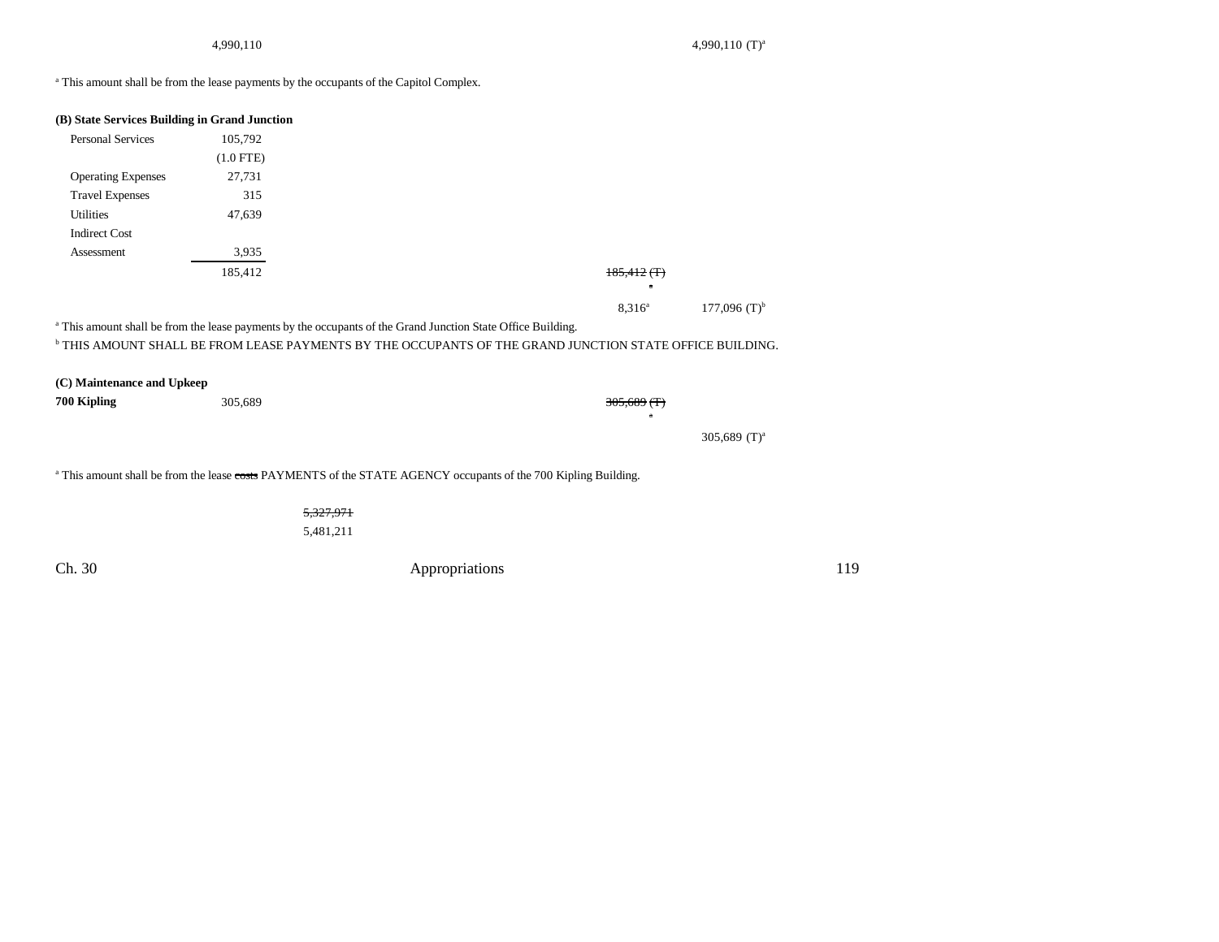| | | | |
|---|---|---|---|
| | 4,990,110 | | 4,990,110 (T)[a] |

[a] This amount shall be from the lease payments by the occupants of the Capitol Complex.

**(B) State Services Building in Grand Junction**

| | | | |
|---|---|---|---|
| Personal Services | 105,792 | | |
| | (1.0 FTE) | | |
| Operating Expenses | 27,731 | | |
| Travel Expenses | 315 | | |
| Utilities | 47,639 | | |
| Indirect Cost Assessment | 3,935 | | |
| | 185,412 | ~~185,412 (T)~~ | |
| | | 8,316[a] | 177,096 (T)[b] |

[a] This amount shall be from the lease payments by the occupants of the Grand Junction State Office Building.
[b] THIS AMOUNT SHALL BE FROM LEASE PAYMENTS BY THE OCCUPANTS OF THE GRAND JUNCTION STATE OFFICE BUILDING.

**(C) Maintenance and Upkeep**

| | | | |
|---|---|---|---|
| **700 Kipling** | 305,689 | ~~305,689 (T)~~ | |
| | | | 305,689 (T)[a] |

[a] This amount shall be from the lease ~~costs~~ PAYMENTS of the STATE AGENCY occupants of the 700 Kipling Building.

~~5,327,971~~
5,481,211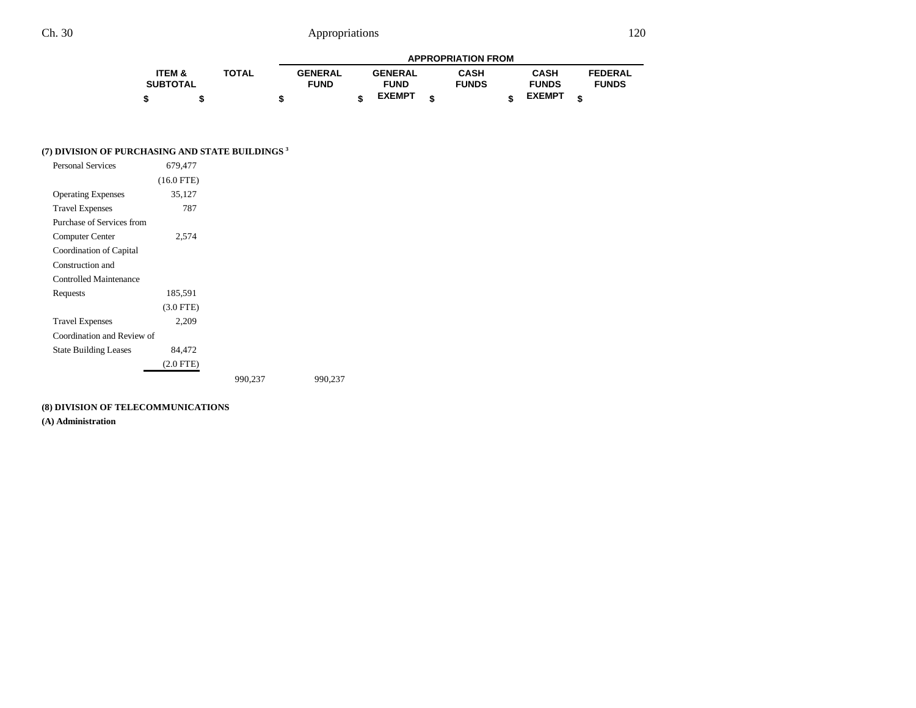| | ITEM & SUBTOTAL | TOTAL | APPROPRIATION FROM | | | | |
|---|---|---|---|---|---|---|---|
| | | | GENERAL FUND | GENERAL FUND EXEMPT | CASH FUNDS | CASH FUNDS EXEMPT | FEDERAL FUNDS |
| | $ | $ | $ | $ | $ | $ | $ |
| **(7) DIVISION OF PURCHASING AND STATE BUILDINGS** [3] | | | | | | | |
| Personal Services | 679,477 | | | | | | |
| | (16.0 FTE) | | | | | | |
| Operating Expenses | 35,127 | | | | | | |
| Travel Expenses | 787 | | | | | | |
| Purchase of Services from Computer Center | 2,574 | | | | | | |
| Coordination of Capital Construction and Controlled Maintenance Requests | 185,591 | | | | | | |
| | (3.0 FTE) | | | | | | |
| Travel Expenses | 2,209 | | | | | | |
| Coordination and Review of State Building Leases | 84,472 | | | | | | |
| | (2.0 FTE) | | | | | | |
| | | 990,237 | 990,237 | | | | |

**(8) DIVISION OF TELECOMMUNICATIONS**

**(A) Administration**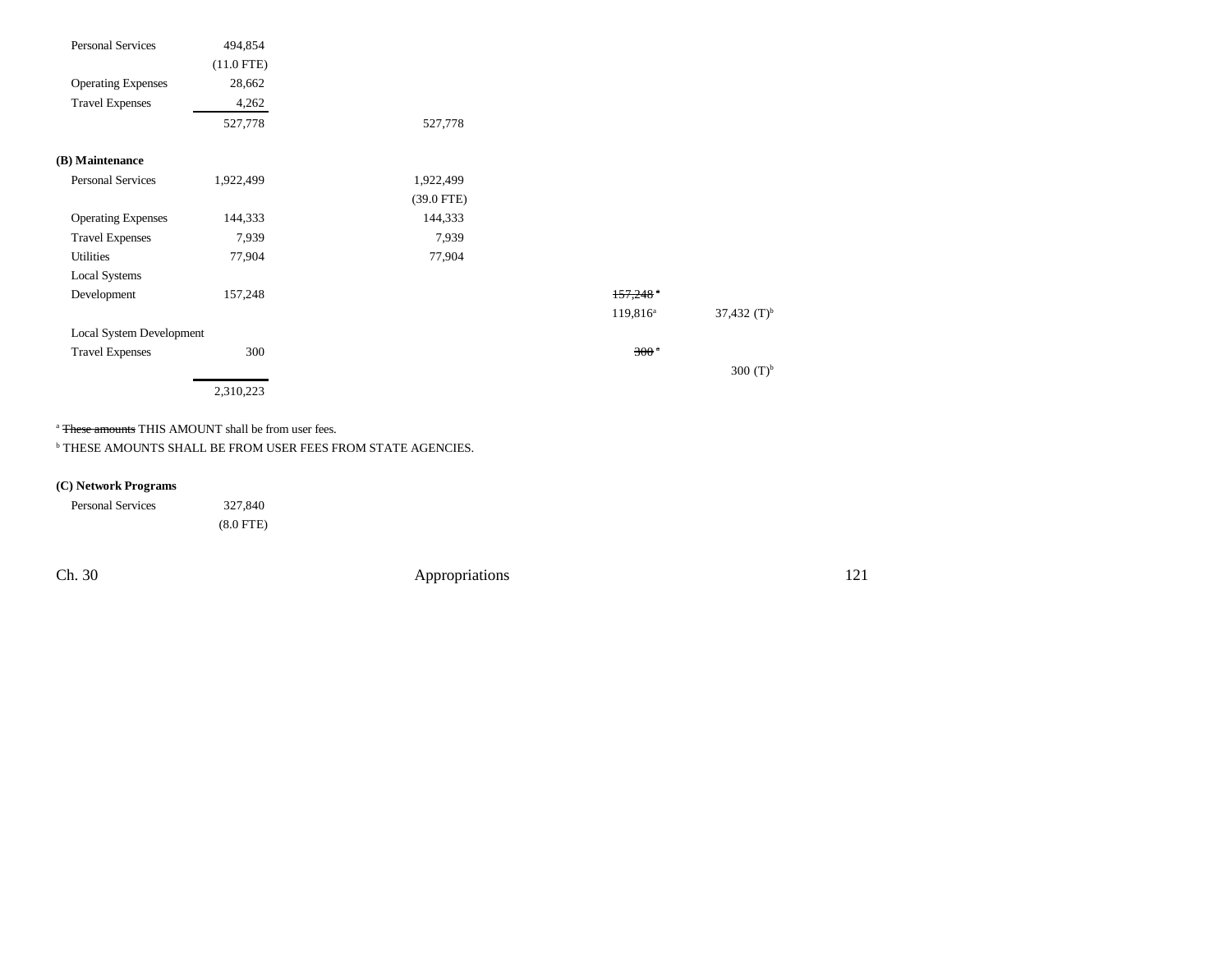| | | | | |
|---|---|---|---|---|
| Personal Services | 494,854 | | | |
| | (11.0 FTE) | | | |
| Operating Expenses | 28,662 | | | |
| Travel Expenses | 4,262 | | | |
| | 527,778 | 527,778 | | |

**(B) Maintenance**

| | | | | |
|---|---|---|---|---|
| Personal Services | 1,922,499 | 1,922,499 | | |
| | | (39.0 FTE) | | |
| Operating Expenses | 144,333 | 144,333 | | |
| Travel Expenses | 7,939 | 7,939 | | |
| Utilities | 77,904 | 77,904 | | |
| Local Systems Development | 157,248 | | ~~157,248~~ [a] | |
| | | | 119,816[a] | 37,432 (T)[b] |
| Local System Development Travel Expenses | 300 | | ~~300~~ [a] | |
| | | | | 300 (T)[b] |
| | 2,310,223 | | | |

[a] ~~These amounts~~ THIS AMOUNT shall be from user fees.
[b] THESE AMOUNTS SHALL BE FROM USER FEES FROM STATE AGENCIES.

**(C) Network Programs**

| | |
|---|---|
| Personal Services | 327,840 |
| | (8.0 FTE) |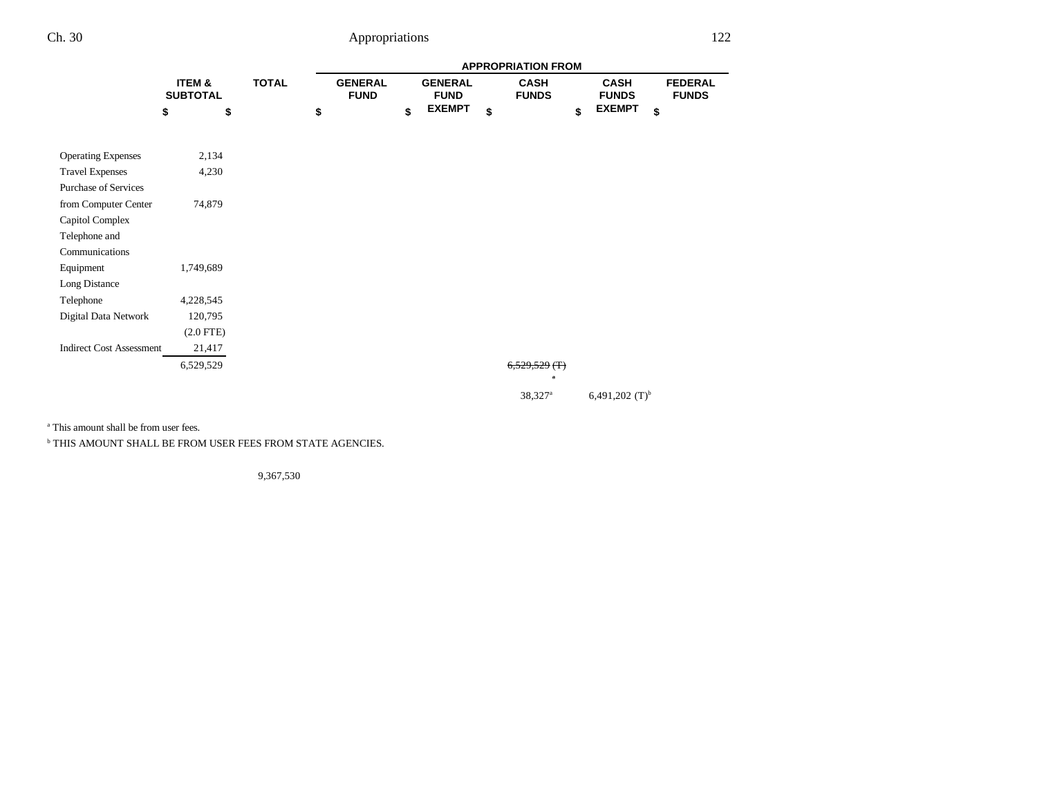| | ITEM & SUBTOTAL | TOTAL | GENERAL FUND | GENERAL FUND EXEMPT | CASH FUNDS | CASH FUNDS EXEMPT | FEDERAL FUNDS |
|---|---|---|---|---|---|---|---|
| | $ | $ | $ | $ | $ | $ | $ |
| Operating Expenses | 2,134 | | | | | | |
| Travel Expenses | 4,230 | | | | | | |
| Purchase of Services from Computer Center | 74,879 | | | | | | |
| Capitol Complex Telephone and Communications Equipment | 1,749,689 | | | | | | |
| Long Distance Telephone | 4,228,545 | | | | | | |
| Digital Data Network | 120,795 | | | | | | |
| | (2.0 FTE) | | | | | | |
| Indirect Cost Assessment | 21,417 | | | | | | |
| | 6,529,529 | | | | ~~6,529,529 (T)~~ ~~a~~ | | |
| | | | | | 38,327[a] | 6,491,202 (T)[b] | |

[a] This amount shall be from user fees.

[b] THIS AMOUNT SHALL BE FROM USER FEES FROM STATE AGENCIES.

| | ITEM & SUBTOTAL | TOTAL | GENERAL FUND | GENERAL FUND EXEMPT | CASH FUNDS | CASH FUNDS EXEMPT | FEDERAL FUNDS |
|---|---|---|---|---|---|---|---|
| | | 9,367,530 | | | | | |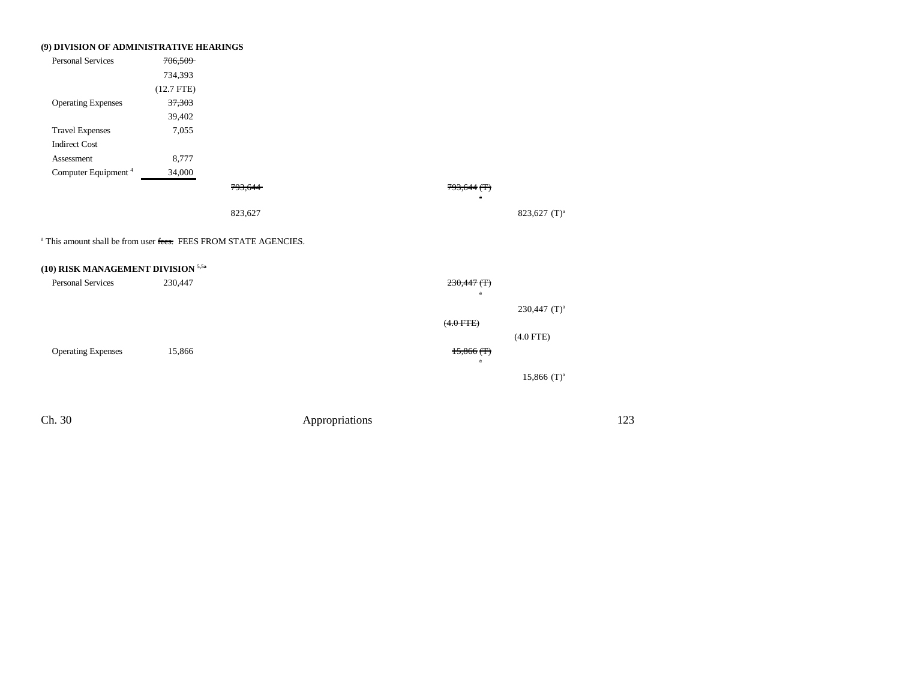**(9) DIVISION OF ADMINISTRATIVE HEARINGS**

| | | | | |
|---|---|---|---|---|
| Personal Services | ~~706,509~~ | | | |
| | 734,393 | | | |
| | (12.7 FTE) | | | |
| Operating Expenses | ~~37,303~~ | | | |
| | 39,402 | | | |
| Travel Expenses | 7,055 | | | |
| Indirect Cost Assessment | 8,777 | | | |
| Computer Equipment [4] | 34,000 | | | |
| | | ~~793,644~~ | ~~793,644 (T)~~ ~~[a]~~ | |
| | | 823,627 | | 823,627 (T)[a] |

[a] This amount shall be from user ~~fees.~~ FEES FROM STATE AGENCIES.

**(10) RISK MANAGEMENT DIVISION [5,5a]**

| | | | | |
|---|---|---|---|---|
| Personal Services | 230,447 | | ~~230,447 (T)~~ ~~[a]~~ | |
| | | | | 230,447 (T)[a] |
| | | | ~~(4.0 FTE)~~ | |
| | | | | (4.0 FTE) |
| Operating Expenses | 15,866 | | ~~15,866 (T)~~ ~~[a]~~ | |
| | | | | 15,866 (T)[a] |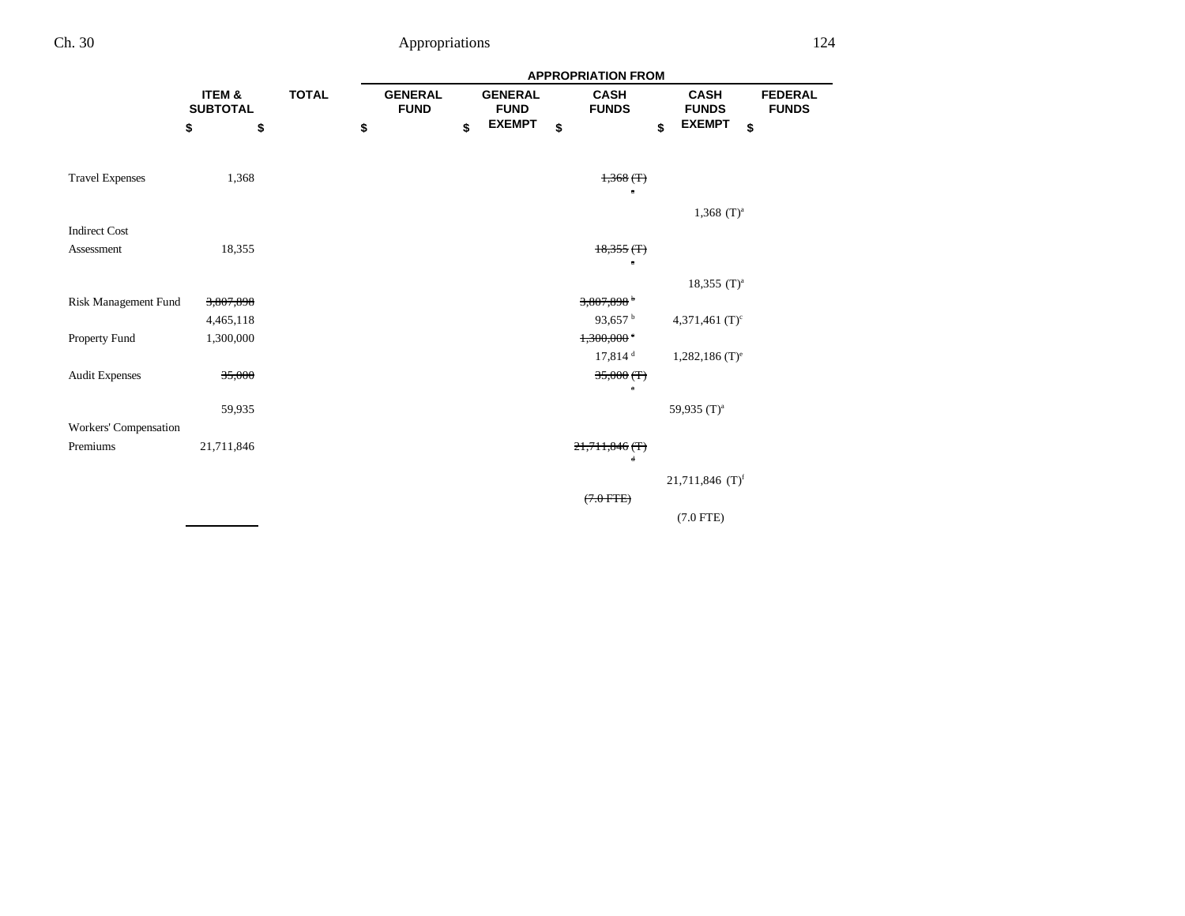| | ITEM & SUBTOTAL | TOTAL | APPROPRIATION FROM | | | | |
|---|---|---|---|---|---|---|---|
| | | | GENERAL FUND | GENERAL FUND EXEMPT | CASH FUNDS | CASH FUNDS EXEMPT | FEDERAL FUNDS |
| | $ | $ | $ | $ | $ | $ | $ |
| Travel Expenses | 1,368 | | | | ~~1,368 (T) [a]~~ | | |
| | | | | | | 1,368 (T)[a] | |
| Indirect Cost Assessment | 18,355 | | | | ~~18,355 (T) [a]~~ | | |
| | | | | | | 18,355 (T)[a] | |
| Risk Management Fund | ~~3,807,898~~ | | | | ~~3,807,898 [b]~~ | | |
| | 4,465,118 | | | | 93,657 [b] | 4,371,461 (T)[c] | |
| Property Fund | 1,300,000 | | | | ~~1,300,000 [c]~~ | | |
| | | | | | 17,814 [d] | 1,282,186 (T)[e] | |
| Audit Expenses | ~~35,000~~ | | | | ~~35,000 (T) [a]~~ | | |
| | 59,935 | | | | | 59,935 (T)[a] | |
| Workers' Compensation Premiums | 21,711,846 | | | | ~~21,711,846 (T) [d]~~ | | |
| | | | | | | 21,711,846 (T)[f] | |
| | | | | | ~~(7.0 FTE)~~ | | |
| | | | | | | (7.0 FTE) | |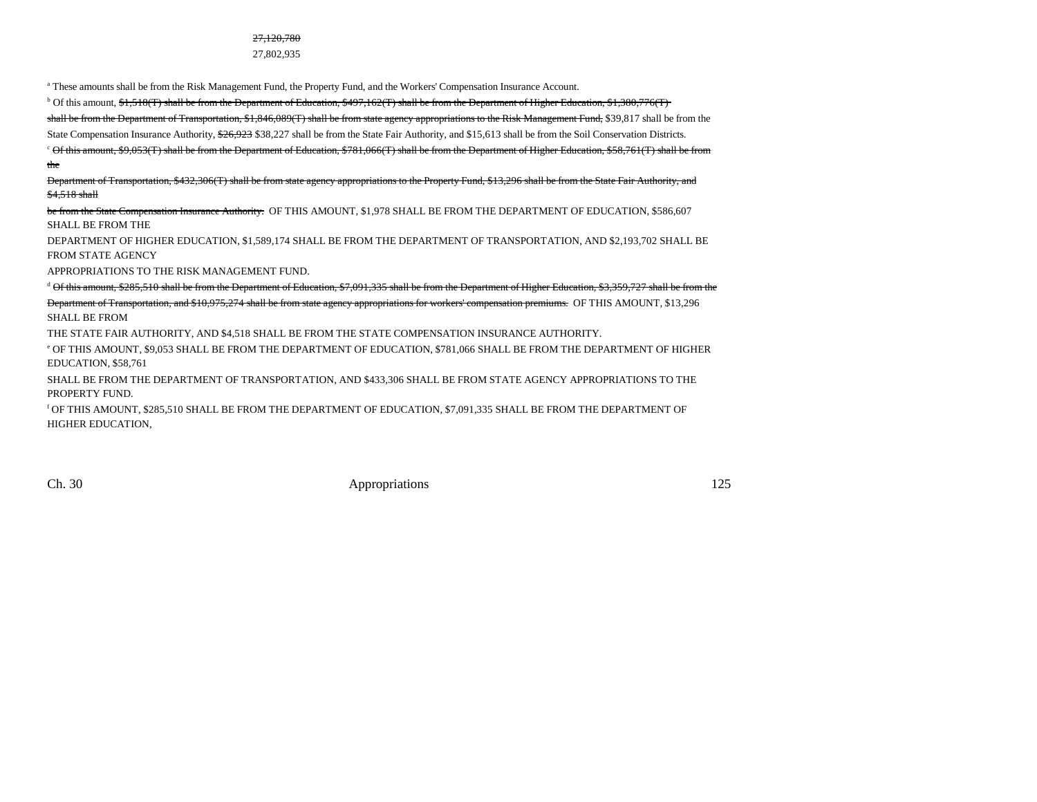~~27,120,780~~
27,802,935

[a] These amounts shall be from the Risk Management Fund, the Property Fund, and the Workers' Compensation Insurance Account.

[b] Of this amount, ~~$1,518(T) shall be from the Department of Education, $497,162(T) shall be from the Department of Higher Education, $1,380,776(T) shall be from the Department of Transportation, $1,846,089(T) shall be from state agency appropriations to the Risk Management Fund,~~ $39,817 shall be from the State Compensation Insurance Authority, ~~$26,923~~ $38,227 shall be from the State Fair Authority, and $15,613 shall be from the Soil Conservation Districts.

[c] ~~Of this amount, $9,053(T) shall be from the Department of Education, $781,066(T) shall be from the Department of Higher Education, $58,761(T) shall be from the Department of Transportation, $432,306(T) shall be from state agency appropriations to the Property Fund, $13,296 shall be from the State Fair Authority, and $4,518 shall be from the State Compensation Insurance Authority.~~ OF THIS AMOUNT, $1,978 SHALL BE FROM THE DEPARTMENT OF EDUCATION, $586,607 SHALL BE FROM THE DEPARTMENT OF HIGHER EDUCATION, $1,589,174 SHALL BE FROM THE DEPARTMENT OF TRANSPORTATION, AND $2,193,702 SHALL BE FROM STATE AGENCY APPROPRIATIONS TO THE RISK MANAGEMENT FUND.

[d] ~~Of this amount, $285,510 shall be from the Department of Education, $7,091,335 shall be from the Department of Higher Education, $3,359,727 shall be from the Department of Transportation, and $10,975,274 shall be from state agency appropriations for workers' compensation premiums.~~ OF THIS AMOUNT, $13,296 SHALL BE FROM THE STATE FAIR AUTHORITY, AND $4,518 SHALL BE FROM THE STATE COMPENSATION INSURANCE AUTHORITY.

[e] OF THIS AMOUNT, $9,053 SHALL BE FROM THE DEPARTMENT OF EDUCATION, $781,066 SHALL BE FROM THE DEPARTMENT OF HIGHER EDUCATION, $58,761 SHALL BE FROM THE DEPARTMENT OF TRANSPORTATION, AND $433,306 SHALL BE FROM STATE AGENCY APPROPRIATIONS TO THE PROPERTY FUND.

[f] OF THIS AMOUNT, $285,510 SHALL BE FROM THE DEPARTMENT OF EDUCATION, $7,091,335 SHALL BE FROM THE DEPARTMENT OF HIGHER EDUCATION,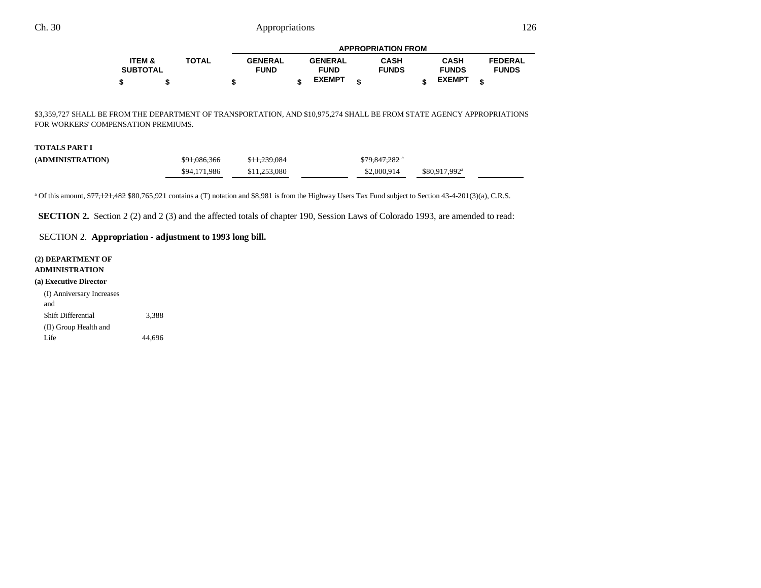| | ITEM & SUBTOTAL | TOTAL | GENERAL FUND | GENERAL FUND EXEMPT | CASH FUNDS | CASH FUNDS EXEMPT | FEDERAL FUNDS |
|---|---|---|---|---|---|---|---|
| | $ | $ | $ | $ | $ | $ | $ |

$3,359,727 SHALL BE FROM THE DEPARTMENT OF TRANSPORTATION, AND $10,975,274 SHALL BE FROM STATE AGENCY APPROPRIATIONS FOR WORKERS' COMPENSATION PREMIUMS.

| | ITEM & SUBTOTAL | TOTAL | GENERAL FUND | GENERAL FUND EXEMPT | CASH FUNDS | CASH FUNDS EXEMPT | FEDERAL FUNDS |
|---|---|---|---|---|---|---|---|
| **TOTALS PART I** | | | | | | | |
| **(ADMINISTRATION)** | | ~~$91,086,366~~ | ~~$11,239,084~~ | | ~~$79,847,282~~ [a] | | |
| | | $94,171,986 | $11,253,080 | | $2,000,914 | $80,917,992[a] | |

[a] Of this amount, ~~$77,121,482~~ $80,765,921 contains a (T) notation and $8,981 is from the Highway Users Tax Fund subject to Section 43-4-201(3)(a), C.R.S.

**SECTION 2.** Section 2 (2) and 2 (3) and the affected totals of chapter 190, Session Laws of Colorado 1993, are amended to read:

SECTION 2. **Appropriation - adjustment to 1993 long bill.**

| | ITEM & SUBTOTAL | TOTAL | GENERAL FUND | GENERAL FUND EXEMPT | CASH FUNDS | CASH FUNDS EXEMPT | FEDERAL FUNDS |
|---|---|---|---|---|---|---|---|
| **(2) DEPARTMENT OF ADMINISTRATION** | | | | | | | |
| **(a) Executive Director** | | | | | | | |
| (I) Anniversary Increases and Shift Differential | 3,388 | | | | | | |
| (II) Group Health and Life | 44,696 | | | | | | |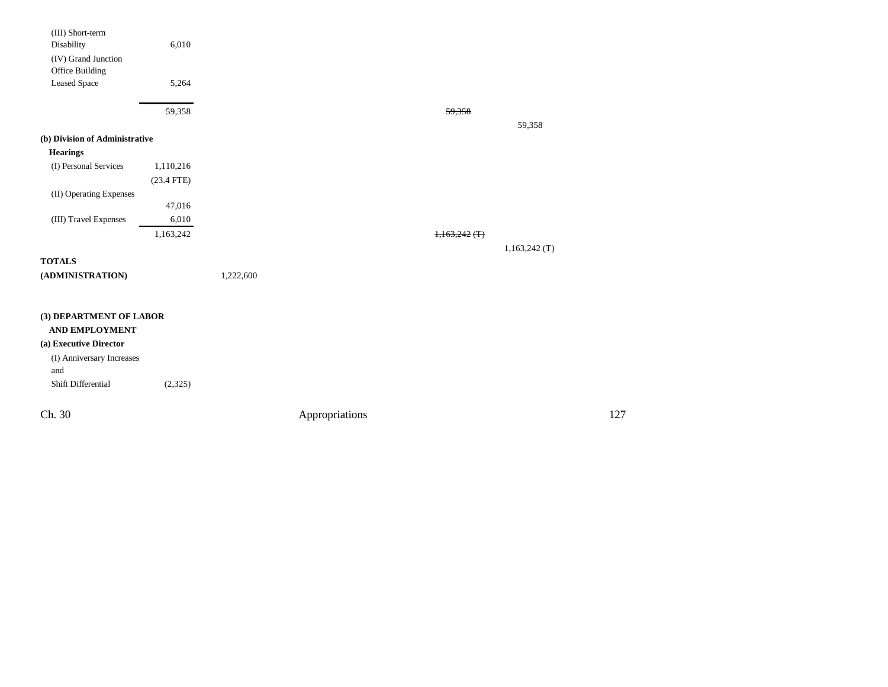| | | | | |
|---|---|---|---|---|
| (III) Short-term Disability | 6,010 | | | |
| (IV) Grand Junction Office Building Leased Space | 5,264 | | | |
| | 59,358 | | ~~59,358~~ | |
| | | | | 59,358 |
| **(b) Division of Administrative Hearings** | | | | |
| (I) Personal Services | 1,110,216 | | | |
| | (23.4 FTE) | | | |
| (II) Operating Expenses | 47,016 | | | |
| (III) Travel Expenses | 6,010 | | | |
| | 1,163,242 | | ~~1,163,242 (T)~~ | |
| | | | | 1,163,242 (T) |
| **TOTALS (ADMINISTRATION)** | | 1,222,600 | | |
| | | | | |
| **(3) DEPARTMENT OF LABOR AND EMPLOYMENT** | | | | |
| **(a) Executive Director** | | | | |
| (I) Anniversary Increases and Shift Differential | (2,325) | | | |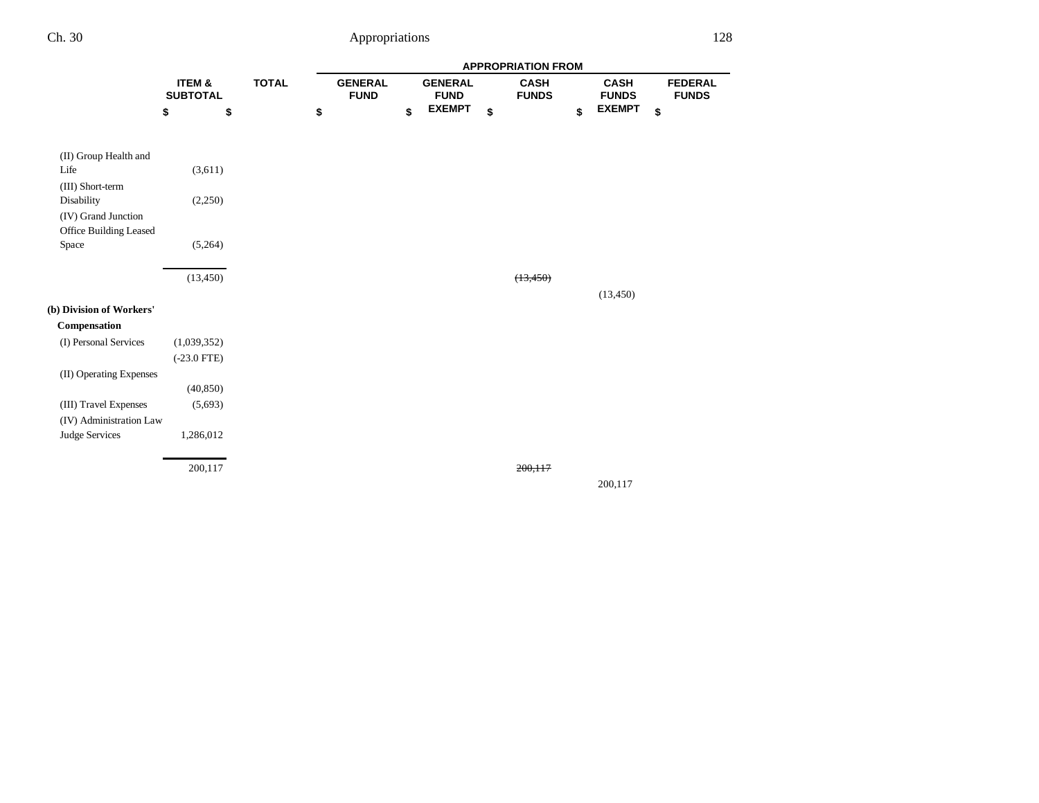| | ITEM & SUBTOTAL | TOTAL | APPROPRIATION FROM | | | | |
|---|---|---|---|---|---|---|---|
| | | | GENERAL FUND | GENERAL FUND EXEMPT | CASH FUNDS | CASH FUNDS EXEMPT | FEDERAL FUNDS |
| | $ | $ | $ | $ | $ | $ | $ |
| (II) Group Health and Life | (3,611) | | | | | | |
| (III) Short-term Disability | (2,250) | | | | | | |
| (IV) Grand Junction Office Building Leased Space | (5,264) | | | | | | |
| | (13,450) | | | | ~~(13,450)~~ | (13,450) | |
| **(b) Division of Workers' Compensation** | | | | | | | |
| (I) Personal Services | (1,039,352) | | | | | | |
| | (-23.0 FTE) | | | | | | |
| (II) Operating Expenses | (40,850) | | | | | | |
| (III) Travel Expenses | (5,693) | | | | | | |
| (IV) Administration Law Judge Services | 1,286,012 | | | | | | |
| | 200,117 | | | | ~~200,117~~ | 200,117 | |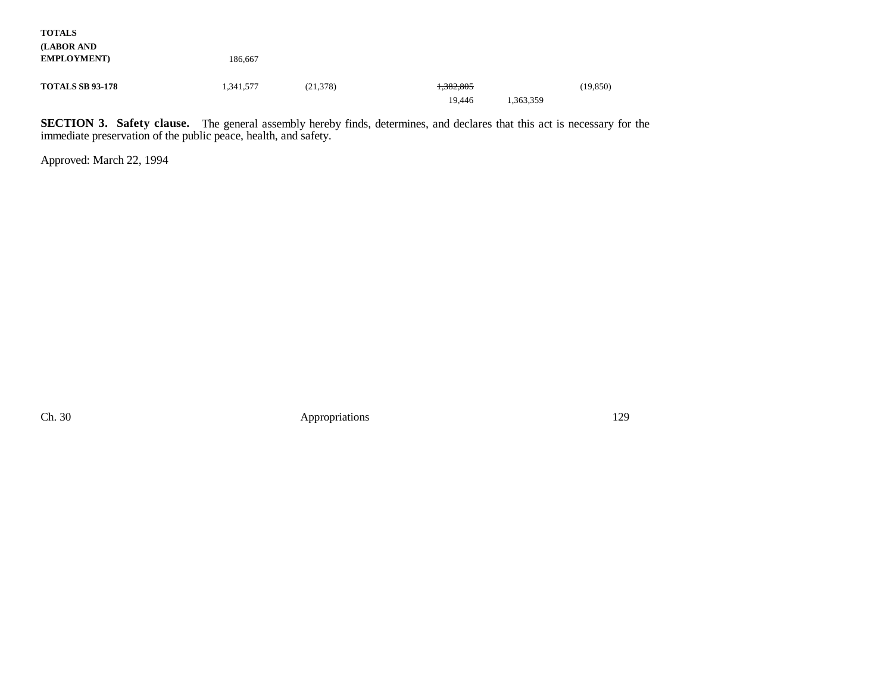| | | | | | |
|---|---|---|---|---|---|
| **TOTALS (LABOR AND EMPLOYMENT)** | 186,667 | | | | |
| **TOTALS SB 93-178** | 1,341,577 | (21,378) | ~~1,382,805~~ 19,446 | 1,363,359 | (19,850) |

**SECTION 3. Safety clause.** The general assembly hereby finds, determines, and declares that this act is necessary for the immediate preservation of the public peace, health, and safety.

Approved: March 22, 1994